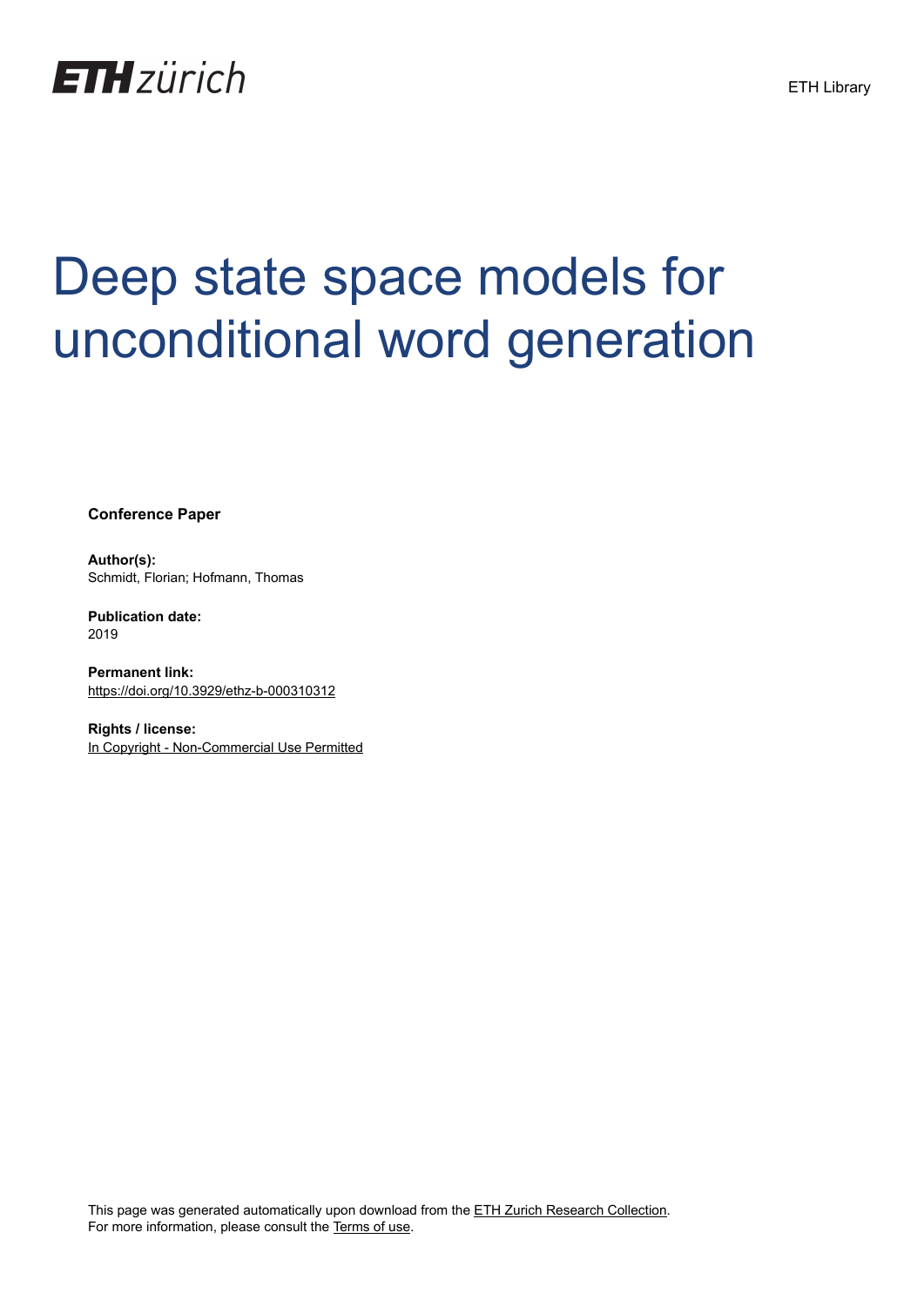ETH Library

# Deep state space models for unconditional word generation

**Conference Paper**

**Author(s):**
Schmidt, Florian; Hofmann, Thomas

**Publication date:**
2019

**Permanent link:**
https://doi.org/10.3929/ethz-b-000310312

**Rights / license:**
In Copyright - Non-Commercial Use Permitted

This page was generated automatically upon download from the ETH Zurich Research Collection.
For more information, please consult the Terms of use.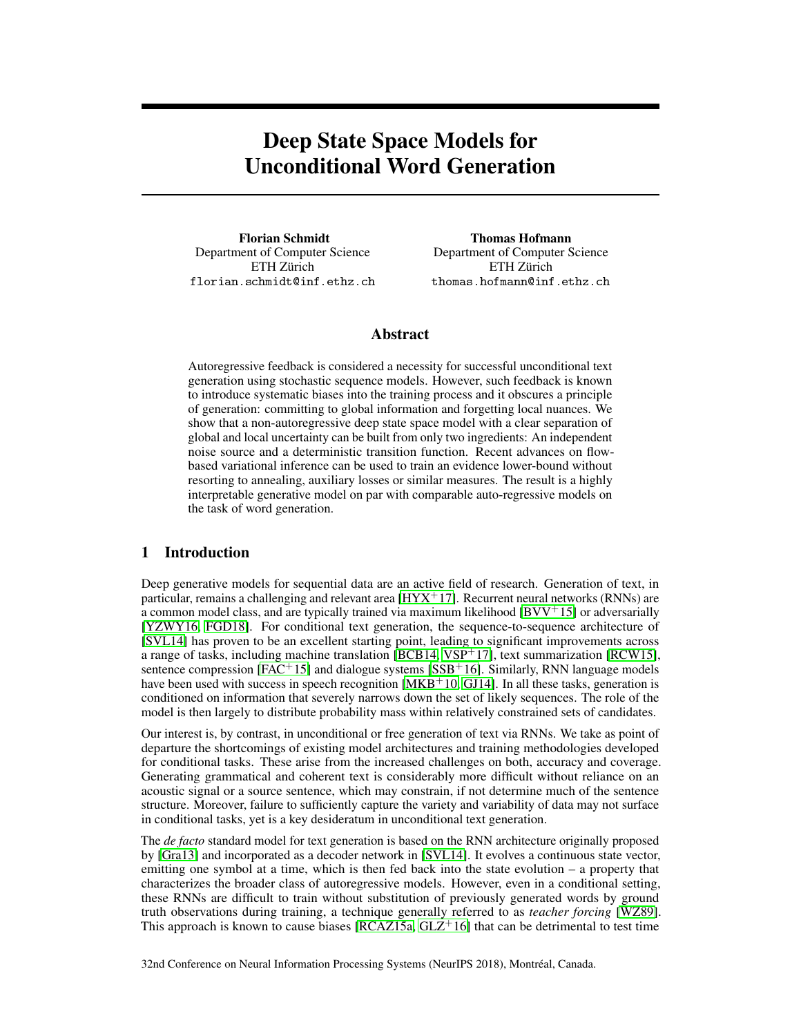# Deep State Space Models for Unconditional Word Generation

**Florian Schmidt**
Department of Computer Science
ETH Zürich
florian.schmidt@inf.ethz.ch

**Thomas Hofmann**
Department of Computer Science
ETH Zürich
thomas.hofmann@inf.ethz.ch

## Abstract

Autoregressive feedback is considered a necessity for successful unconditional text generation using stochastic sequence models. However, such feedback is known to introduce systematic biases into the training process and it obscures a principle of generation: committing to global information and forgetting local nuances. We show that a non-autoregressive deep state space model with a clear separation of global and local uncertainty can be built from only two ingredients: An independent noise source and a deterministic transition function. Recent advances on flow-based variational inference can be used to train an evidence lower-bound without resorting to annealing, auxiliary losses or similar measures. The result is a highly interpretable generative model on par with comparable auto-regressive models on the task of word generation.

## 1 Introduction

Deep generative models for sequential data are an active field of research. Generation of text, in particular, remains a challenging and relevant area [HYX+17]. Recurrent neural networks (RNNs) are a common model class, and are typically trained via maximum likelihood [BVV+15] or adversarially [YZWY16, FGD18]. For conditional text generation, the sequence-to-sequence architecture of [SVL14] has proven to be an excellent starting point, leading to significant improvements across a range of tasks, including machine translation [BCB14, VSP+17], text summarization [RCW15], sentence compression [FAC+15] and dialogue systems [SSB+16]. Similarly, RNN language models have been used with success in speech recognition [MKB+10, GJ14]. In all these tasks, generation is conditioned on information that severely narrows down the set of likely sequences. The role of the model is then largely to distribute probability mass within relatively constrained sets of candidates.

Our interest is, by contrast, in unconditional or free generation of text via RNNs. We take as point of departure the shortcomings of existing model architectures and training methodologies developed for conditional tasks. These arise from the increased challenges on both, accuracy and coverage. Generating grammatical and coherent text is considerably more difficult without reliance on an acoustic signal or a source sentence, which may constrain, if not determine much of the sentence structure. Moreover, failure to sufficiently capture the variety and variability of data may not surface in conditional tasks, yet is a key desideratum in unconditional text generation.

The *de facto* standard model for text generation is based on the RNN architecture originally proposed by [Gra13] and incorporated as a decoder network in [SVL14]. It evolves a continuous state vector, emitting one symbol at a time, which is then fed back into the state evolution – a property that characterizes the broader class of autoregressive models. However, even in a conditional setting, these RNNs are difficult to train without substitution of previously generated words by ground truth observations during training, a technique generally referred to as *teacher forcing* [WZ89]. This approach is known to cause biases [RCAZ15a, GLZ+16] that can be detrimental to test time

32nd Conference on Neural Information Processing Systems (NeurIPS 2018), Montréal, Canada.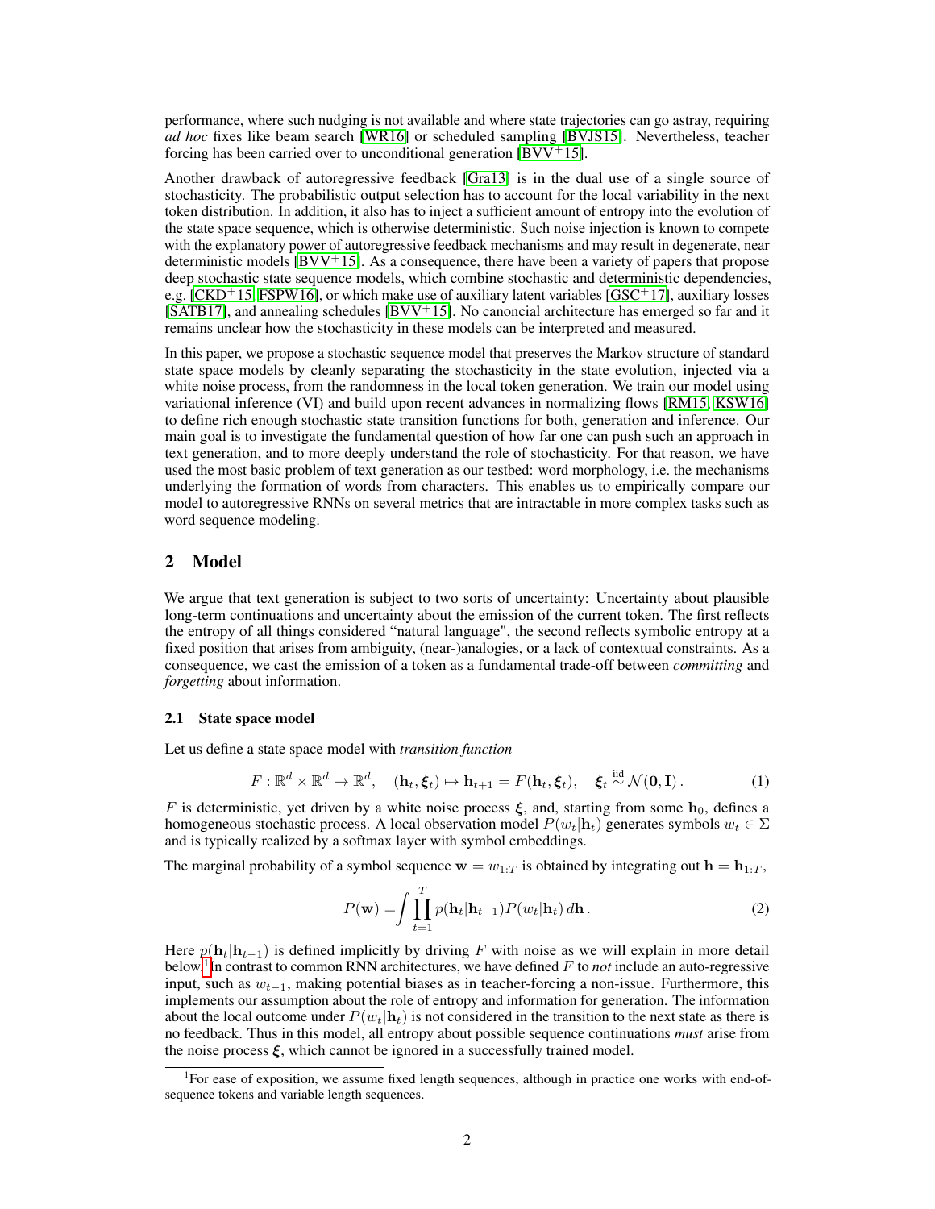performance, where such nudging is not available and where state trajectories can go astray, requiring *ad hoc* fixes like beam search [WR16] or scheduled sampling [BVJS15]. Nevertheless, teacher forcing has been carried over to unconditional generation [BVV+15].

Another drawback of autoregressive feedback [Gra13] is in the dual use of a single source of stochasticity. The probabilistic output selection has to account for the local variability in the next token distribution. In addition, it also has to inject a sufficient amount of entropy into the evolution of the state space sequence, which is otherwise deterministic. Such noise injection is known to compete with the explanatory power of autoregressive feedback mechanisms and may result in degenerate, near deterministic models [BVV+15]. As a consequence, there have been a variety of papers that propose deep stochastic state sequence models, which combine stochastic and deterministic dependencies, e.g. [CKD+15, FSPW16], or which make use of auxiliary latent variables [GSC+17], auxiliary losses [SATB17], and annealing schedules [BVV+15]. No canoncial architecture has emerged so far and it remains unclear how the stochasticity in these models can be interpreted and measured.

In this paper, we propose a stochastic sequence model that preserves the Markov structure of standard state space models by cleanly separating the stochasticity in the state evolution, injected via a white noise process, from the randomness in the local token generation. We train our model using variational inference (VI) and build upon recent advances in normalizing flows [RM15, KSW16] to define rich enough stochastic state transition functions for both, generation and inference. Our main goal is to investigate the fundamental question of how far one can push such an approach in text generation, and to more deeply understand the role of stochasticity. For that reason, we have used the most basic problem of text generation as our testbed: word morphology, i.e. the mechanisms underlying the formation of words from characters. This enables us to empirically compare our model to autoregressive RNNs on several metrics that are intractable in more complex tasks such as word sequence modeling.

## 2 Model

We argue that text generation is subject to two sorts of uncertainty: Uncertainty about plausible long-term continuations and uncertainty about the emission of the current token. The first reflects the entropy of all things considered "natural language", the second reflects symbolic entropy at a fixed position that arises from ambiguity, (near-)analogies, or a lack of contextual constraints. As a consequence, we cast the emission of a token as a fundamental trade-off between *committing* and *forgetting* about information.

### 2.1 State space model

Let us define a state space model with *transition function*

$$F : \mathbb{R}^d \times \mathbb{R}^d \to \mathbb{R}^d, \quad (\mathbf{h}_t, \boldsymbol{\xi}_t) \mapsto \mathbf{h}_{t+1} = F(\mathbf{h}_t, \boldsymbol{\xi}_t), \quad \boldsymbol{\xi}_t \overset{\text{iid}}{\sim} \mathcal{N}(\mathbf{0}, \mathbf{I})\,. \tag{1}$$

$F$ is deterministic, yet driven by a white noise process $\boldsymbol{\xi}$, and, starting from some $\mathbf{h}_0$, defines a homogeneous stochastic process. A local observation model $P(w_t|\mathbf{h}_t)$ generates symbols $w_t \in \Sigma$ and is typically realized by a softmax layer with symbol embeddings.

The marginal probability of a symbol sequence $\mathbf{w} = w_{1:T}$ is obtained by integrating out $\mathbf{h} = \mathbf{h}_{1:T}$,

$$P(\mathbf{w}) = \int \prod_{t=1}^{T} p(\mathbf{h}_t|\mathbf{h}_{t-1}) P(w_t|\mathbf{h}_t)\, d\mathbf{h}\,. \tag{2}$$

Here $p(\mathbf{h}_t|\mathbf{h}_{t-1})$ is defined implicitly by driving $F$ with noise as we will explain in more detail below.[1] In contrast to common RNN architectures, we have defined $F$ to *not* include an auto-regressive input, such as $w_{t-1}$, making potential biases as in teacher-forcing a non-issue. Furthermore, this implements our assumption about the role of entropy and information for generation. The information about the local outcome under $P(w_t|\mathbf{h}_t)$ is not considered in the transition to the next state as there is no feedback. Thus in this model, all entropy about possible sequence continuations *must* arise from the noise process $\boldsymbol{\xi}$, which cannot be ignored in a successfully trained model.

[1] For ease of exposition, we assume fixed length sequences, although in practice one works with end-of-sequence tokens and variable length sequences.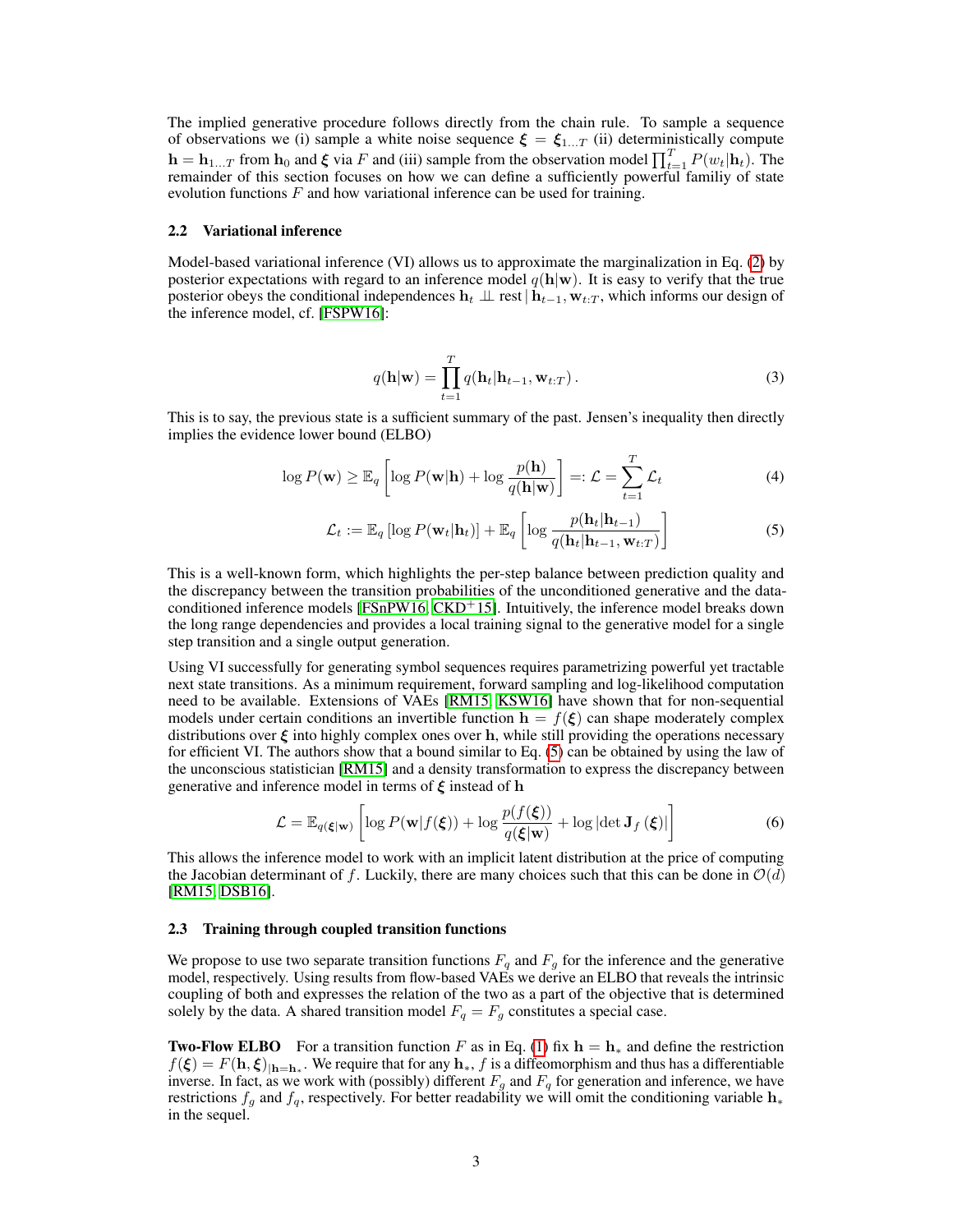The implied generative procedure follows directly from the chain rule. To sample a sequence of observations we (i) sample a white noise sequence $\boldsymbol{\xi} = \boldsymbol{\xi}_{1...T}$ (ii) deterministically compute $\mathbf{h} = \mathbf{h}_{1...T}$ from $\mathbf{h}_0$ and $\boldsymbol{\xi}$ via $F$ and (iii) sample from the observation model $\prod_{t=1}^{T} P(w_t|\mathbf{h}_t)$. The remainder of this section focuses on how we can define a sufficiently powerful familiy of state evolution functions $F$ and how variational inference can be used for training.

### 2.2 Variational inference

Model-based variational inference (VI) allows us to approximate the marginalization in Eq. (2) by posterior expectations with regard to an inference model $q(\mathbf{h}|\mathbf{w})$. It is easy to verify that the true posterior obeys the conditional independences $\mathbf{h}_t \perp\!\!\!\perp \text{rest} \,|\, \mathbf{h}_{t-1}, \mathbf{w}_{t:T}$, which informs our design of the inference model, cf. [FSPW16]:

$$q(\mathbf{h}|\mathbf{w}) = \prod_{t=1}^{T} q(\mathbf{h}_t|\mathbf{h}_{t-1}, \mathbf{w}_{t:T})\,. \tag{3}$$

This is to say, the previous state is a sufficient summary of the past. Jensen's inequality then directly implies the evidence lower bound (ELBO)

$$\log P(\mathbf{w}) \geq \mathbb{E}_q \left[ \log P(\mathbf{w}|\mathbf{h}) + \log \frac{p(\mathbf{h})}{q(\mathbf{h}|\mathbf{w})} \right] =: \mathcal{L} = \sum_{t=1}^{T} \mathcal{L}_t \tag{4}$$

$$\mathcal{L}_t := \mathbb{E}_q \left[ \log P(\mathbf{w}_t|\mathbf{h}_t) \right] + \mathbb{E}_q \left[ \log \frac{p(\mathbf{h}_t|\mathbf{h}_{t-1})}{q(\mathbf{h}_t|\mathbf{h}_{t-1}, \mathbf{w}_{t:T})} \right] \tag{5}$$

This is a well-known form, which highlights the per-step balance between prediction quality and the discrepancy between the transition probabilities of the unconditioned generative and the data-conditioned inference models [FSnPW16, CKD+15]. Intuitively, the inference model breaks down the long range dependencies and provides a local training signal to the generative model for a single step transition and a single output generation.

Using VI successfully for generating symbol sequences requires parametrizing powerful yet tractable next state transitions. As a minimum requirement, forward sampling and log-likelihood computation need to be available. Extensions of VAEs [RM15, KSW16] have shown that for non-sequential models under certain conditions an invertible function $\mathbf{h} = f(\boldsymbol{\xi})$ can shape moderately complex distributions over $\boldsymbol{\xi}$ into highly complex ones over $\mathbf{h}$, while still providing the operations necessary for efficient VI. The authors show that a bound similar to Eq. (5) can be obtained by using the law of the unconscious statistician [RM15] and a density transformation to express the discrepancy between generative and inference model in terms of $\boldsymbol{\xi}$ instead of $\mathbf{h}$

$$\mathcal{L} = \mathbb{E}_{q(\boldsymbol{\xi}|\mathbf{w})} \left[ \log P(\mathbf{w}|f(\boldsymbol{\xi})) + \log \frac{p(f(\boldsymbol{\xi}))}{q(\boldsymbol{\xi}|\mathbf{w})} + \log |\det \mathbf{J}_f(\boldsymbol{\xi})| \right] \tag{6}$$

This allows the inference model to work with an implicit latent distribution at the price of computing the Jacobian determinant of $f$. Luckily, there are many choices such that this can be done in $\mathcal{O}(d)$ [RM15, DSB16].

### 2.3 Training through coupled transition functions

We propose to use two separate transition functions $F_q$ and $F_g$ for the inference and the generative model, respectively. Using results from flow-based VAEs we derive an ELBO that reveals the intrinsic coupling of both and expresses the relation of the two as a part of the objective that is determined solely by the data. A shared transition model $F_q = F_g$ constitutes a special case.

**Two-Flow ELBO** For a transition function $F$ as in Eq. (1) fix $\mathbf{h} = \mathbf{h}_*$ and define the restriction $f(\boldsymbol{\xi}) = F(\mathbf{h}, \boldsymbol{\xi})_{|\mathbf{h}=\mathbf{h}_*}$. We require that for any $\mathbf{h}_*$, $f$ is a diffeomorphism and thus has a differentiable inverse. In fact, as we work with (possibly) different $F_g$ and $F_q$ for generation and inference, we have restrictions $f_g$ and $f_q$, respectively. For better readability we will omit the conditioning variable $\mathbf{h}_*$ in the sequel.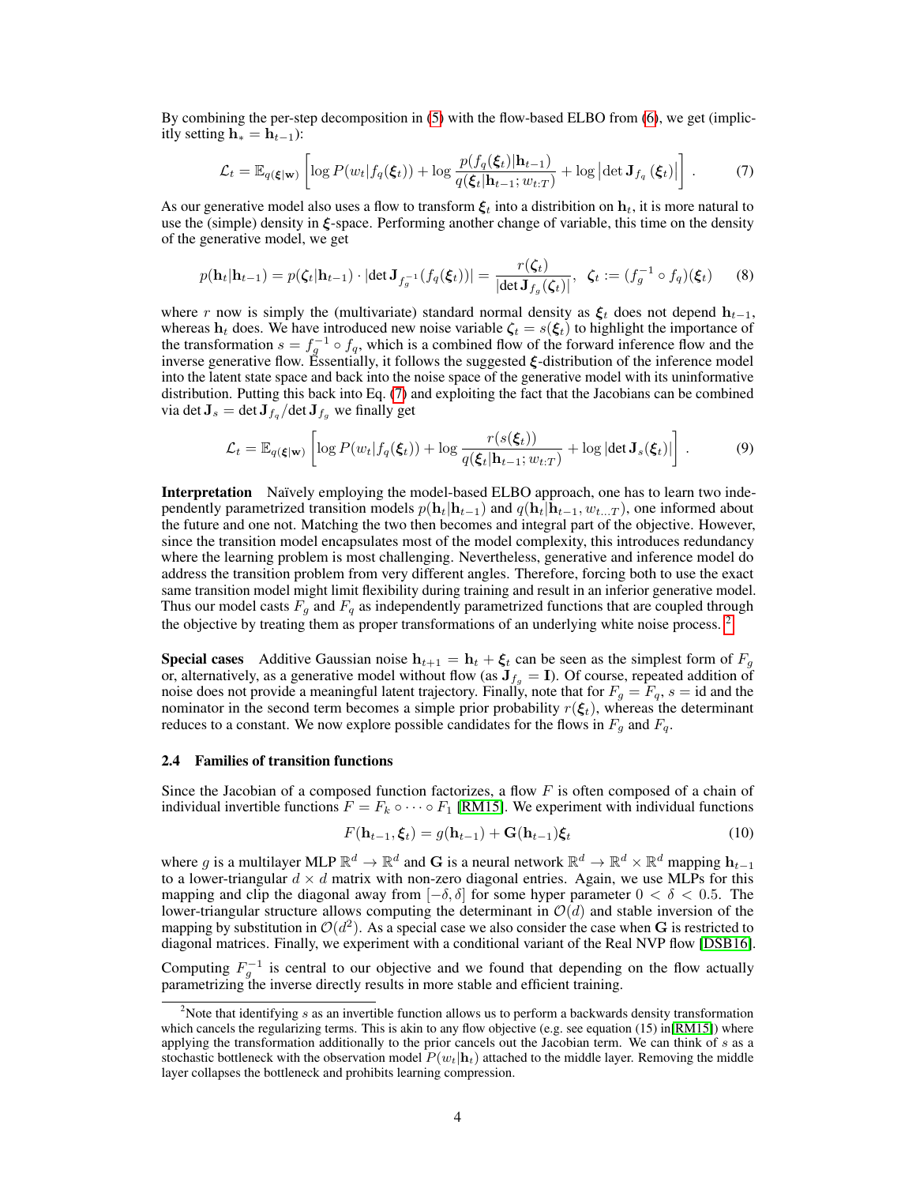By combining the per-step decomposition in (5) with the flow-based ELBO from (6), we get (implicitly setting $\mathbf{h}_* = \mathbf{h}_{t-1}$):

$$\mathcal{L}_t = \mathbb{E}_{q(\boldsymbol{\xi}|\mathbf{w})}\left[\log P(w_t|f_q(\boldsymbol{\xi}_t)) + \log \frac{p(f_q(\boldsymbol{\xi}_t)|\mathbf{h}_{t-1})}{q(\boldsymbol{\xi}_t|\mathbf{h}_{t-1}; w_{t:T})} + \log\left|\det \mathbf{J}_{f_q}(\boldsymbol{\xi}_t)\right|\right]. \tag{7}$$

As our generative model also uses a flow to transform $\boldsymbol{\xi}_t$ into a distribition on $\mathbf{h}_t$, it is more natural to use the (simple) density in $\boldsymbol{\xi}$-space. Performing another change of variable, this time on the density of the generative model, we get

$$p(\mathbf{h}_t|\mathbf{h}_{t-1}) = p(\boldsymbol{\zeta}_t|\mathbf{h}_{t-1}) \cdot |\det \mathbf{J}_{f_g^{-1}}(f_q(\boldsymbol{\xi}_t))| = \frac{r(\boldsymbol{\zeta}_t)}{|\det \mathbf{J}_{f_g}(\boldsymbol{\zeta}_t)|}, \;\; \boldsymbol{\zeta}_t := (f_g^{-1} \circ f_q)(\boldsymbol{\xi}_t) \tag{8}$$

where $r$ now is simply the (multivariate) standard normal density as $\boldsymbol{\xi}_t$ does not depend $\mathbf{h}_{t-1}$, whereas $\mathbf{h}_t$ does. We have introduced new noise variable $\boldsymbol{\zeta}_t = s(\boldsymbol{\xi}_t)$ to highlight the importance of the transformation $s = f_g^{-1} \circ f_q$, which is a combined flow of the forward inference flow and the inverse generative flow. Essentially, it follows the suggested $\boldsymbol{\xi}$-distribution of the inference model into the latent state space and back into the noise space of the generative model with its uninformative distribution. Putting this back into Eq. (7) and exploiting the fact that the Jacobians can be combined via $\det \mathbf{J}_s = \det \mathbf{J}_{f_q} / \det \mathbf{J}_{f_g}$ we finally get

$$\mathcal{L}_t = \mathbb{E}_{q(\boldsymbol{\xi}|\mathbf{w})}\left[\log P(w_t|f_q(\boldsymbol{\xi}_t)) + \log \frac{r(s(\boldsymbol{\xi}_t))}{q(\boldsymbol{\xi}_t|\mathbf{h}_{t-1}; w_{t:T})} + \log|\det \mathbf{J}_s(\boldsymbol{\xi}_t)|\right]. \tag{9}$$

**Interpretation** Naïvely employing the model-based ELBO approach, one has to learn two independently parametrized transition models $p(\mathbf{h}_t|\mathbf{h}_{t-1})$ and $q(\mathbf{h}_t|\mathbf{h}_{t-1}, w_{t...T})$, one informed about the future and one not. Matching the two then becomes and integral part of the objective. However, since the transition model encapsulates most of the model complexity, this introduces redundancy where the learning problem is most challenging. Nevertheless, generative and inference model do address the transition problem from very different angles. Therefore, forcing both to use the exact same transition model might limit flexibility during training and result in an inferior generative model. Thus our model casts $F_g$ and $F_q$ as independently parametrized functions that are coupled through the objective by treating them as proper transformations of an underlying white noise process. [2]

**Special cases** Additive Gaussian noise $\mathbf{h}_{t+1} = \mathbf{h}_t + \boldsymbol{\xi}_t$ can be seen as the simplest form of $F_g$ or, alternatively, as a generative model without flow (as $\mathbf{J}_{f_g} = \mathbf{I}$). Of course, repeated addition of noise does not provide a meaningful latent trajectory. Finally, note that for $F_g = F_q$, $s = \text{id}$ and the nominator in the second term becomes a simple prior probability $r(\boldsymbol{\xi}_t)$, whereas the determinant reduces to a constant. We now explore possible candidates for the flows in $F_g$ and $F_q$.

### 2.4 Families of transition functions

Since the Jacobian of a composed function factorizes, a flow $F$ is often composed of a chain of individual invertible functions $F = F_k \circ \cdots \circ F_1$ [RM15]. We experiment with individual functions

$$F(\mathbf{h}_{t-1}, \boldsymbol{\xi}_t) = g(\mathbf{h}_{t-1}) + \mathbf{G}(\mathbf{h}_{t-1})\boldsymbol{\xi}_t \tag{10}$$

where $g$ is a multilayer MLP $\mathbb{R}^d \to \mathbb{R}^d$ and $\mathbf{G}$ is a neural network $\mathbb{R}^d \to \mathbb{R}^d \times \mathbb{R}^d$ mapping $\mathbf{h}_{t-1}$ to a lower-triangular $d \times d$ matrix with non-zero diagonal entries. Again, we use MLPs for this mapping and clip the diagonal away from $[-\delta, \delta]$ for some hyper parameter $0 < \delta < 0.5$. The lower-triangular structure allows computing the determinant in $\mathcal{O}(d)$ and stable inversion of the mapping by substitution in $\mathcal{O}(d^2)$. As a special case we also consider the case when $\mathbf{G}$ is restricted to diagonal matrices. Finally, we experiment with a conditional variant of the Real NVP flow [DSB16].

Computing $F_g^{-1}$ is central to our objective and we found that depending on the flow actually parametrizing the inverse directly results in more stable and efficient training.

[2] Note that identifying $s$ as an invertible function allows us to perform a backwards density transformation which cancels the regularizing terms. This is akin to any flow objective (e.g. see equation (15) in [RM15]) where applying the transformation additionally to the prior cancels out the Jacobian term. We can think of $s$ as a stochastic bottleneck with the observation model $P(w_t|\mathbf{h}_t)$ attached to the middle layer. Removing the middle layer collapses the bottleneck and prohibits learning compression.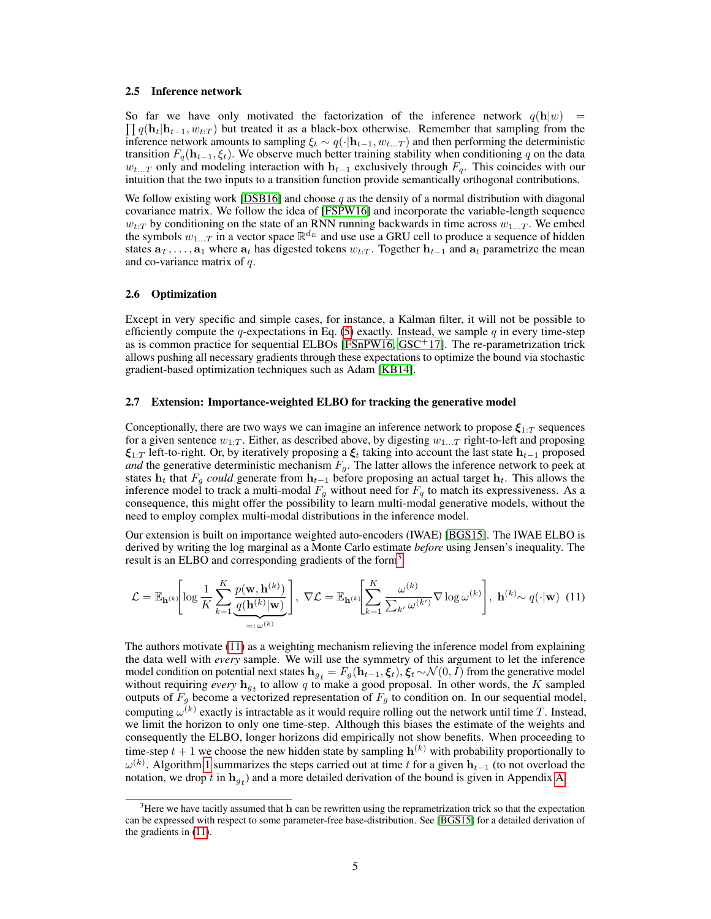### 2.5 Inference network

So far we have only motivated the factorization of the inference network $q(\mathbf{h}|w) = \prod q(\mathbf{h}_t|\mathbf{h}_{t-1}, w_{t:T})$ but treated it as a black-box otherwise. Remember that sampling from the inference network amounts to sampling $\xi_t \sim q(\cdot|\mathbf{h}_{t-1}, w_{t...T})$ and then performing the deterministic transition $F_q(\mathbf{h}_{t-1}, \xi_t)$. We observe much better training stability when conditioning $q$ on the data $w_{t...T}$ only and modeling interaction with $\mathbf{h}_{t-1}$ exclusively through $F_q$. This coincides with our intuition that the two inputs to a transition function provide semantically orthogonal contributions.

We follow existing work [DSB16] and choose $q$ as the density of a normal distribution with diagonal covariance matrix. We follow the idea of [FSPW16] and incorporate the variable-length sequence $w_{t:T}$ by conditioning on the state of an RNN running backwards in time across $w_{1...T}$. We embed the symbols $w_{1...T}$ in a vector space $\mathbb{R}^{d_E}$ and use use a GRU cell to produce a sequence of hidden states $\mathbf{a}_T, \ldots, \mathbf{a}_1$ where $\mathbf{a}_t$ has digested tokens $w_{t:T}$. Together $\mathbf{h}_{t-1}$ and $\mathbf{a}_t$ parametrize the mean and co-variance matrix of $q$.

### 2.6 Optimization

Except in very specific and simple cases, for instance, a Kalman filter, it will not be possible to efficiently compute the $q$-expectations in Eq. (5) exactly. Instead, we sample $q$ in every time-step as is common practice for sequential ELBOs [FSnPW16, GSC+17]. The re-parametrization trick allows pushing all necessary gradients through these expectations to optimize the bound via stochastic gradient-based optimization techniques such as Adam [KB14].

### 2.7 Extension: Importance-weighted ELBO for tracking the generative model

Conceptionally, there are two ways we can imagine an inference network to propose $\boldsymbol{\xi}_{1:T}$ sequences for a given sentence $w_{1:T}$. Either, as described above, by digesting $w_{1...T}$ right-to-left and proposing $\boldsymbol{\xi}_{1:T}$ left-to-right. Or, by iteratively proposing a $\boldsymbol{\xi}_t$ taking into account the last state $\mathbf{h}_{t-1}$ proposed *and* the generative deterministic mechanism $F_g$. The latter allows the inference network to peek at states $\mathbf{h}_t$ that $F_g$ *could* generate from $\mathbf{h}_{t-1}$ before proposing an actual target $\mathbf{h}_t$. This allows the inference model to track a multi-modal $F_g$ without need for $F_q$ to match its expressiveness. As a consequence, this might offer the possibility to learn multi-modal generative models, without the need to employ complex multi-modal distributions in the inference model.

Our extension is built on importance weighted auto-encoders (IWAE) [BGS15]. The IWAE ELBO is derived by writing the log marginal as a Monte Carlo estimate *before* using Jensen's inequality. The result is an ELBO and corresponding gradients of the form[3]

$$\mathcal{L} = \mathbb{E}_{\mathbf{h}^{(k)}}\left[\log \frac{1}{K}\sum_{k=1}^{K} \underbrace{\frac{p(\mathbf{w}, \mathbf{h}^{(k)})}{q(\mathbf{h}^{(k)}|\mathbf{w})}}_{=:\,\omega^{(k)}}\right],\ \nabla\mathcal{L} = \mathbb{E}_{\mathbf{h}^{(k)}}\left[\sum_{k=1}^{K} \frac{\omega^{(k)}}{\sum_{k'}\omega^{(k')}} \nabla \log \omega^{(k)}\right],\ \mathbf{h}^{(k)} \sim q(\cdot|\mathbf{w}) \quad (11)$$

The authors motivate (11) as a weighting mechanism relieving the inference model from explaining the data well with *every* sample. We will use the symmetry of this argument to let the inference model condition on potential next states $\mathbf{h}_{g_t} = F_g(\mathbf{h}_{t-1}, \boldsymbol{\xi}_t)$, $\boldsymbol{\xi}_t \sim \mathcal{N}(0, I)$ from the generative model without requiring *every* $\mathbf{h}_{g_t}$ to allow $q$ to make a good proposal. In other words, the $K$ sampled outputs of $F_g$ become a vectorized representation of $F_g$ to condition on. In our sequential model, computing $\omega^{(k)}$ exactly is intractable as it would require rolling out the network until time $T$. Instead, we limit the horizon to only one time-step. Although this biases the estimate of the weights and consequently the ELBO, longer horizons did empirically not show benefits. When proceeding to time-step $t+1$ we choose the new hidden state by sampling $\mathbf{h}^{(k)}$ with probability proportionally to $\omega^{(k)}$. Algorithm 1 summarizes the steps carried out at time $t$ for a given $\mathbf{h}_{t-1}$ (to not overload the notation, we drop $t$ in $\mathbf{h}_{g_t}$) and a more detailed derivation of the bound is given in Appendix A.

[3] Here we have tacitly assumed that $\mathbf{h}$ can be rewritten using the repramentrization trick so that the expectation can be expressed with respect to some parameter-free base-distribution. See [BGS15] for a detailed derivation of the gradients in (11).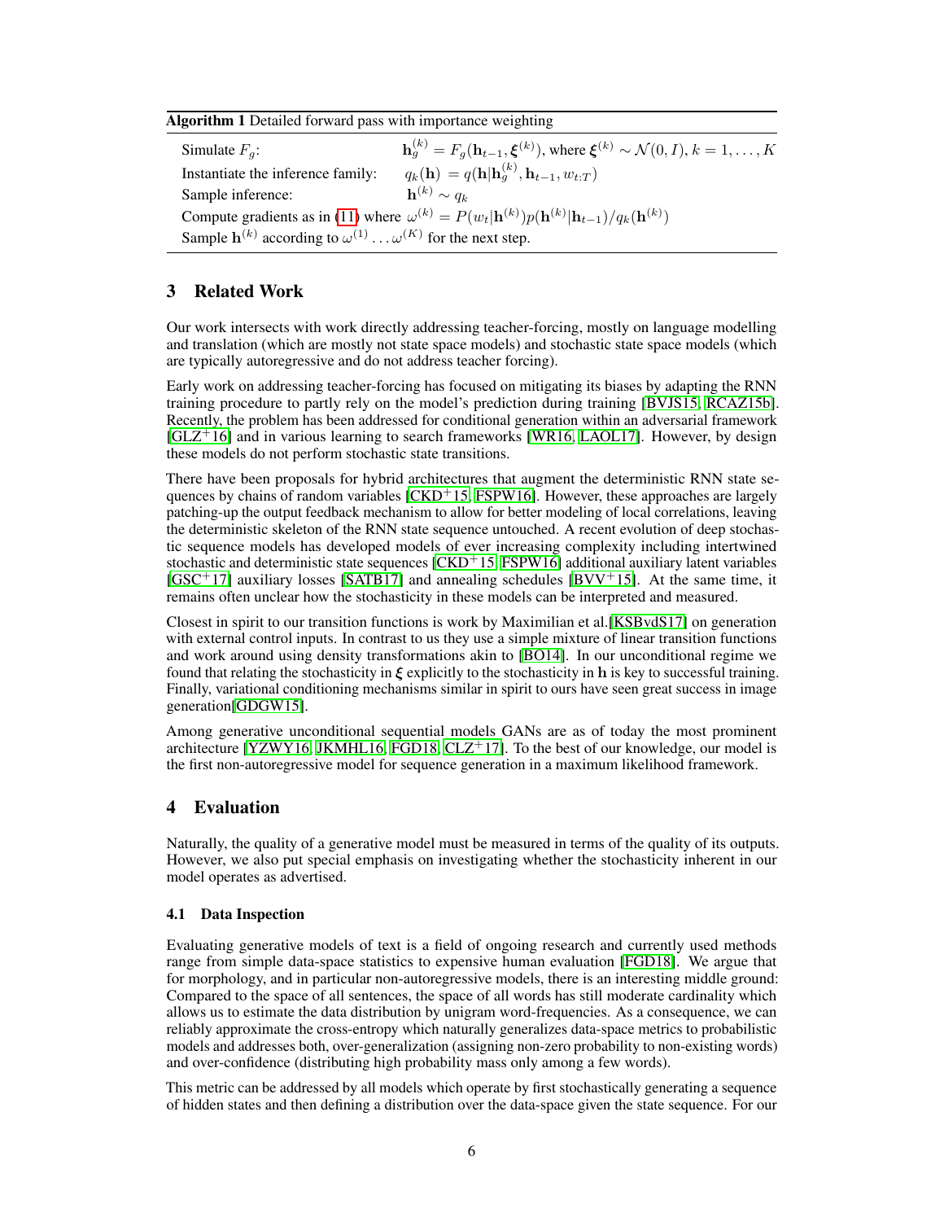**Algorithm 1** Detailed forward pass with importance weighting

| | |
|---|---|
| Simulate $F_g$: | $\mathbf{h}_g^{(k)} = F_g(\mathbf{h}_{t-1}, \boldsymbol{\xi}^{(k)})$, where $\boldsymbol{\xi}^{(k)} \sim \mathcal{N}(0, I), k = 1, \ldots, K$ |
| Instantiate the inference family: | $q_k(\mathbf{h}) = q(\mathbf{h}\vert\mathbf{h}_g^{(k)}, \mathbf{h}_{t-1}, w_{t:T})$ |
| Sample inference: | $\mathbf{h}^{(k)} \sim q_k$ |

Compute gradients as in (11) where $\omega^{(k)} = P(w_t|\mathbf{h}^{(k)})p(\mathbf{h}^{(k)}|\mathbf{h}_{t-1})/q_k(\mathbf{h}^{(k)})$

Sample $\mathbf{h}^{(k)}$ according to $\omega^{(1)} \ldots \omega^{(K)}$ for the next step.

## 3 Related Work

Our work intersects with work directly addressing teacher-forcing, mostly on language modelling and translation (which are mostly not state space models) and stochastic state space models (which are typically autoregressive and do not address teacher forcing).

Early work on addressing teacher-forcing has focused on mitigating its biases by adapting the RNN training procedure to partly rely on the model's prediction during training [BVJS15, RCAZ15b]. Recently, the problem has been addressed for conditional generation within an adversarial framework [GLZ+16] and in various learning to search frameworks [WR16, LAOL17]. However, by design these models do not perform stochastic state transitions.

There have been proposals for hybrid architectures that augment the deterministic RNN state sequences by chains of random variables [CKD+15, FSPW16]. However, these approaches are largely patching-up the output feedback mechanism to allow for better modeling of local correlations, leaving the deterministic skeleton of the RNN state sequence untouched. A recent evolution of deep stochastic sequence models has developed models of ever increasing complexity including intertwined stochastic and deterministic state sequences [CKD+15, FSPW16] additional auxiliary latent variables [GSC+17] auxiliary losses [SATB17] and annealing schedules [BVV+15]. At the same time, it remains often unclear how the stochasticity in these models can be interpreted and measured.

Closest in spirit to our transition functions is work by Maximilian et al.[KSBvdS17] on generation with external control inputs. In contrast to us they use a simple mixture of linear transition functions and work around using density transformations akin to [BO14]. In our unconditional regime we found that relating the stochasticity in $\boldsymbol{\xi}$ explicitly to the stochasticity in $\mathbf{h}$ is key to successful training. Finally, variational conditioning mechanisms similar in spirit to ours have seen great success in image generation[GDGW15].

Among generative unconditional sequential models GANs are as of today the most prominent architecture [YZWY16, JKMHL16, FGD18, CLZ+17]. To the best of our knowledge, our model is the first non-autoregressive model for sequence generation in a maximum likelihood framework.

## 4 Evaluation

Naturally, the quality of a generative model must be measured in terms of the quality of its outputs. However, we also put special emphasis on investigating whether the stochasticity inherent in our model operates as advertised.

### 4.1 Data Inspection

Evaluating generative models of text is a field of ongoing research and currently used methods range from simple data-space statistics to expensive human evaluation [FGD18]. We argue that for morphology, and in particular non-autoregressive models, there is an interesting middle ground: Compared to the space of all sentences, the space of all words has still moderate cardinality which allows us to estimate the data distribution by unigram word-frequencies. As a consequence, we can reliably approximate the cross-entropy which naturally generalizes data-space metrics to probabilistic models and addresses both, over-generalization (assigning non-zero probability to non-existing words) and over-confidence (distributing high probability mass only among a few words).

This metric can be addressed by all models which operate by first stochastically generating a sequence of hidden states and then defining a distribution over the data-space given the state sequence. For our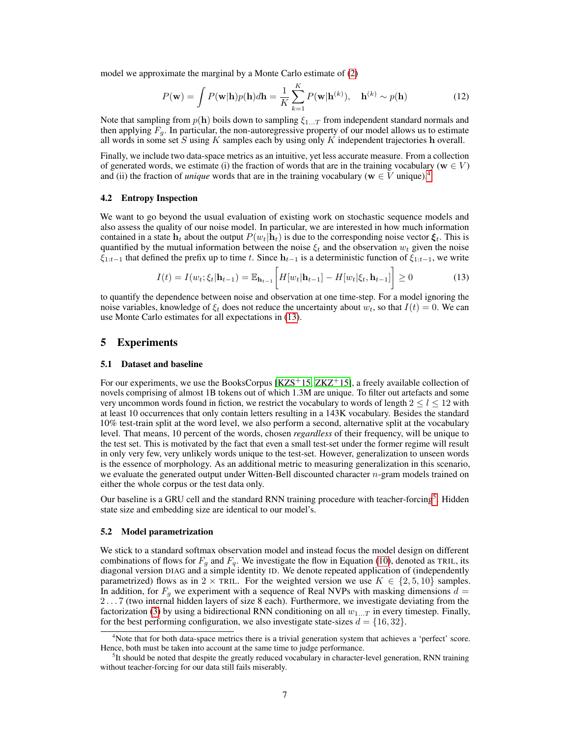model we approximate the marginal by a Monte Carlo estimate of (2)

$$P(\mathbf{w}) = \int P(\mathbf{w}|\mathbf{h})p(\mathbf{h})d\mathbf{h} = \frac{1}{K}\sum_{k=1}^{K} P(\mathbf{w}|\mathbf{h}^{(k)}), \quad \mathbf{h}^{(k)} \sim p(\mathbf{h}) \tag{12}$$

Note that sampling from $p(\mathbf{h})$ boils down to sampling $\xi_{1\ldots T}$ from independent standard normals and then applying $F_g$. In particular, the non-autoregressive property of our model allows us to estimate all words in some set $S$ using $K$ samples each by using only $K$ independent trajectories $\mathbf{h}$ overall.

Finally, we include two data-space metrics as an intuitive, yet less accurate measure. From a collection of generated words, we estimate (i) the fraction of words that are in the training vocabulary ($\mathbf{w} \in V$) and (ii) the fraction of *unique* words that are in the training vocabulary ($\mathbf{w} \in V$ unique).[4]

### 4.2 Entropy Inspection

We want to go beyond the usual evaluation of existing work on stochastic sequence models and also assess the quality of our noise model. In particular, we are interested in how much information contained in a state $\mathbf{h}_t$ about the output $P(w_t|\mathbf{h}_t)$ is due to the corresponding noise vector $\boldsymbol{\xi}_t$. This is quantified by the mutual information between the noise $\xi_t$ and the observation $w_t$ given the noise $\xi_{1:t-1}$ that defined the prefix up to time $t$. Since $\mathbf{h}_{t-1}$ is a deterministic function of $\xi_{1:t-1}$, we write

$$I(t) = I(w_t; \xi_t|\mathbf{h}_{t-1}) = \mathbb{E}_{\mathbf{h}_{t-1}}\bigg[H[w_t|\mathbf{h}_{t-1}] - H[w_t|\xi_t, \mathbf{h}_{t-1}]\bigg] \geq 0 \tag{13}$$

to quantify the dependence between noise and observation at one time-step. For a model ignoring the noise variables, knowledge of $\xi_t$ does not reduce the uncertainty about $w_t$, so that $I(t) = 0$. We can use Monte Carlo estimates for all expectations in (13).

## 5 Experiments

### 5.1 Dataset and baseline

For our experiments, we use the BooksCorpus [KZS+15, ZKZ+15], a freely available collection of novels comprising of almost 1B tokens out of which 1.3M are unique. To filter out artefacts and some very uncommon words found in fiction, we restrict the vocabulary to words of length $2 \leq l \leq 12$ with at least 10 occurrences that only contain letters resulting in a 143K vocabulary. Besides the standard 10% test-train split at the word level, we also perform a second, alternative split at the vocabulary level. That means, 10 percent of the words, chosen *regardless* of their frequency, will be unique to the test set. This is motivated by the fact that even a small test-set under the former regime will result in only very few, very unlikely words unique to the test-set. However, generalization to unseen words is the essence of morphology. As an additional metric to measuring generalization in this scenario, we evaluate the generated output under Witten-Bell discounted character $n$-gram models trained on either the whole corpus or the test data only.

Our baseline is a GRU cell and the standard RNN training procedure with teacher-forcing[5]. Hidden state size and embedding size are identical to our model's.

### 5.2 Model parametrization

We stick to a standard softmax observation model and instead focus the model design on different combinations of flows for $F_g$ and $F_q$. We investigate the flow in Equation (10), denoted as TRIL, its diagonal version DIAG and a simple identity ID. We denote repeated application of (independently parametrized) flows as in $2 \times$ TRIL. For the weighted version we use $K \in \{2, 5, 10\}$ samples. In addition, for $F_g$ we experiment with a sequence of Real NVPs with masking dimensions $d = 2 \ldots 7$ (two internal hidden layers of size 8 each). Furthermore, we investigate deviating from the factorization (3) by using a bidirectional RNN conditioning on all $w_{1\ldots T}$ in every timestep. Finally, for the best performing configuration, we also investigate state-sizes $d = \{16, 32\}$.

[4] Note that for both data-space metrics there is a trivial generation system that achieves a 'perfect' score. Hence, both must be taken into account at the same time to judge performance.

[5] It should be noted that despite the greatly reduced vocabulary in character-level generation, RNN training without teacher-forcing for our data still fails miserably.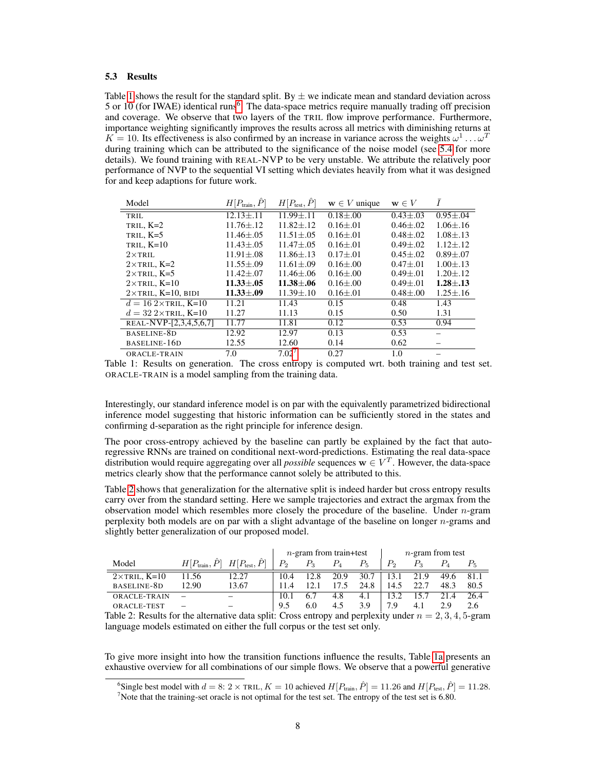### 5.3 Results

Table 1 shows the result for the standard split. By ± we indicate mean and standard deviation across 5 or 10 (for IWAE) identical runs[6]. The data-space metrics require manually trading off precision and coverage. We observe that two layers of the TRIL flow improve performance. Furthermore, importance weighting significantly improves the results across all metrics with diminishing returns at $K = 10$. Its effectiveness is also confirmed by an increase in variance across the weights $\omega^1 \dots \omega^T$ during training which can be attributed to the significance of the noise model (see 5.4 for more details). We found training with REAL-NVP to be very unstable. We attribute the relatively poor performance of NVP to the sequential VI setting which deviates heavily from what it was designed for and keep adaptions for future work.

| Model | $H[P_{\text{train}}, \hat{P}]$ | $H[P_{\text{test}}, \hat{P}]$ | $\mathbf{w} \in V$ unique | $\mathbf{w} \in V$ | $\bar{I}$ |
|---|---|---|---|---|---|
| TRIL | 12.13±.11 | 11.99±.11 | 0.18±.00 | 0.43±.03 | 0.95±.04 |
| TRIL, K=2 | 11.76±.12 | 11.82±.12 | 0.16±.01 | 0.46±.02 | 1.06±.16 |
| TRIL, K=5 | 11.46±.05 | 11.51±.05 | 0.16±.01 | 0.48±.02 | 1.08±.13 |
| TRIL, K=10 | 11.43±.05 | 11.47±.05 | 0.16±.01 | 0.49±.02 | 1.12±.12 |
| 2×TRIL | 11.91±.08 | 11.86±.13 | 0.17±.01 | 0.45±.02 | 0.89±.07 |
| 2×TRIL, K=2 | 11.55±.09 | 11.61±.09 | 0.16±.00 | 0.47±.01 | 1.00±.13 |
| 2×TRIL, K=5 | 11.42±.07 | 11.46±.06 | 0.16±.00 | 0.49±.01 | 1.20±.12 |
| 2×TRIL, K=10 | **11.33±.05** | **11.38±.06** | 0.16±.00 | 0.49±.01 | **1.28±.13** |
| 2×TRIL, K=10, BIDI | **11.33±.09** | 11.39±.10 | 0.16±.01 | 0.48±.00 | 1.25±.16 |
| $d = 16$ 2×TRIL, K=10 | 11.21 | 11.43 | 0.15 | 0.48 | 1.43 |
| $d = 32$ 2×TRIL, K=10 | 11.27 | 11.13 | 0.15 | 0.50 | 1.31 |
| REAL-NVP-[2,3,4,5,6,7] | 11.77 | 11.81 | 0.12 | 0.53 | 0.94 |
| BASELINE-8D | 12.92 | 12.97 | 0.13 | 0.53 | – |
| BASELINE-16D | 12.55 | 12.60 | 0.14 | 0.62 | – |
| ORACLE-TRAIN | 7.0 | 7.02[7] | 0.27 | 1.0 | – |

Table 1: Results on generation. The cross entropy is computed wrt. both training and test set. ORACLE-TRAIN is a model sampling from the training data.

Interestingly, our standard inference model is on par with the equivalently parametrized bidirectional inference model suggesting that historic information can be sufficiently stored in the states and confirming d-separation as the right principle for inference design.

The poor cross-entropy achieved by the baseline can partly be explained by the fact that auto-regressive RNNs are trained on conditional next-word-predictions. Estimating the real data-space distribution would require aggregating over all *possible* sequences $\mathbf{w} \in V^T$. However, the data-space metrics clearly show that the performance cannot solely be attributed to this.

Table 2 shows that generalization for the alternative split is indeed harder but cross entropy results carry over from the standard setting. Here we sample trajectories and extract the argmax from the observation model which resembles more closely the procedure of the baseline. Under $n$-gram perplexity both models are on par with a slight advantage of the baseline on longer $n$-grams and slightly better generalization of our proposed model.

| | | | $n$-gram from train+test | | | | $n$-gram from test | | | |
|---|---|---|---|---|---|---|---|---|---|---|
| Model | $H[P_{\text{train}}, \hat{P}]$ | $H[P_{\text{test}}, \hat{P}]$ | $P_2$ | $P_3$ | $P_4$ | $P_5$ | $P_2$ | $P_3$ | $P_4$ | $P_5$ |
| 2×TRIL, K=10 | 11.56 | 12.27 | 10.4 | 12.8 | 20.9 | 30.7 | 13.1 | 21.9 | 49.6 | 81.1 |
| BASELINE-8D | 12.90 | 13.67 | 11.4 | 12.1 | 17.5 | 24.8 | 14.5 | 22.7 | 48.3 | 80.5 |
| ORACLE-TRAIN | – | – | 10.1 | 6.7 | 4.8 | 4.1 | 13.2 | 15.7 | 21.4 | 26.4 |
| ORACLE-TEST | – | – | 9.5 | 6.0 | 4.5 | 3.9 | 7.9 | 4.1 | 2.9 | 2.6 |

Table 2: Results for the alternative data split: Cross entropy and perplexity under $n = 2, 3, 4, 5$-gram language models estimated on either the full corpus or the test set only.

To give more insight into how the transition functions influence the results, Table 1a presents an exhaustive overview for all combinations of our simple flows. We observe that a powerful generative

[6] Single best model with $d = 8$: $2 \times$ TRIL, $K = 10$ achieved $H[P_{\text{train}}, \hat{P}] = 11.26$ and $H[P_{\text{test}}, \hat{P}] = 11.28$.

[7] Note that the training-set oracle is not optimal for the test set. The entropy of the test set is 6.80.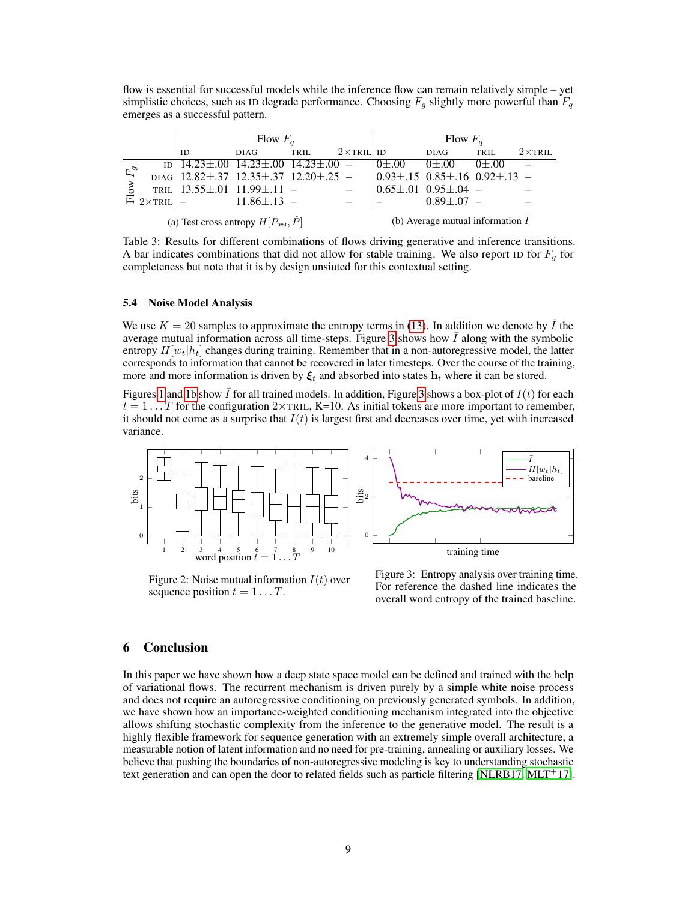flow is essential for successful models while the inference flow can remain relatively simple – yet simplistic choices, such as ID degrade performance. Choosing $F_g$ slightly more powerful than $F_q$ emerges as a successful pattern.

| | Flow $F_q$ | | | | Flow $F_q$ | | | |
|---|---|---|---|---|---|---|---|---|
| Flow $F_g$ | ID | DIAG | TRIL | 2×TRIL | ID | DIAG | TRIL | 2×TRIL |
| ID | 14.23±.00 | 14.23±.00 | 14.23±.00 | – | 0±.00 | 0±.00 | 0±.00 | – |
| DIAG | 12.82±.37 | 12.35±.37 | 12.20±.25 | – | 0.93±.15 | 0.85±.16 | 0.92±.13 | – |
| TRIL | 13.55±.01 | 11.99±.11 | – | – | 0.65±.01 | 0.95±.04 | – | – |
| 2×TRIL | – | 11.86±.13 | – | – | – | 0.89±.07 | – | – |

(a) Test cross entropy $H[P_{\text{test}}, \hat{P}]$ (b) Average mutual information $\bar{I}$

Table 3: Results for different combinations of flows driving generative and inference transitions. A bar indicates combinations that did not allow for stable training. We also report ID for $F_g$ for completeness but note that it is by design unsuited for this contextual setting.

### 5.4 Noise Model Analysis

We use $K = 20$ samples to approximate the entropy terms in (13). In addition we denote by $\bar{I}$ the average mutual information across all time-steps. Figure 3 shows how $\bar{I}$ along with the symbolic entropy $H[w_t|h_t]$ changes during training. Remember that in a non-autoregressive model, the latter corresponds to information that cannot be recovered in later timesteps. Over the course of the training, more and more information is driven by $\boldsymbol{\xi}_t$ and absorbed into states $\mathbf{h}_t$ where it can be stored.

Figures 1 and 1b show $\bar{I}$ for all trained models. In addition, Figure 3 shows a box-plot of $I(t)$ for each $t = 1 \ldots T$ for the configuration 2×TRIL, K=10. As initial tokens are more important to remember, it should not come as a surprise that $I(t)$ is largest first and decreases over time, yet with increased variance.

Figure 2: Noise mutual information $I(t)$ over sequence position $t = 1 \ldots T$.

Figure 3: Entropy analysis over training time. For reference the dashed line indicates the overall word entropy of the trained baseline.

## 6 Conclusion

In this paper we have shown how a deep state space model can be defined and trained with the help of variational flows. The recurrent mechanism is driven purely by a simple white noise process and does not require an autoregressive conditioning on previously generated symbols. In addition, we have shown how an importance-weighted conditioning mechanism integrated into the objective allows shifting stochastic complexity from the inference to the generative model. The result is a highly flexible framework for sequence generation with an extremely simple overall architecture, a measurable notion of latent information and no need for pre-training, annealing or auxiliary losses. We believe that pushing the boundaries of non-autoregressive modeling is key to understanding stochastic text generation and can open the door to related fields such as particle filtering [NLRB17, MLT+17].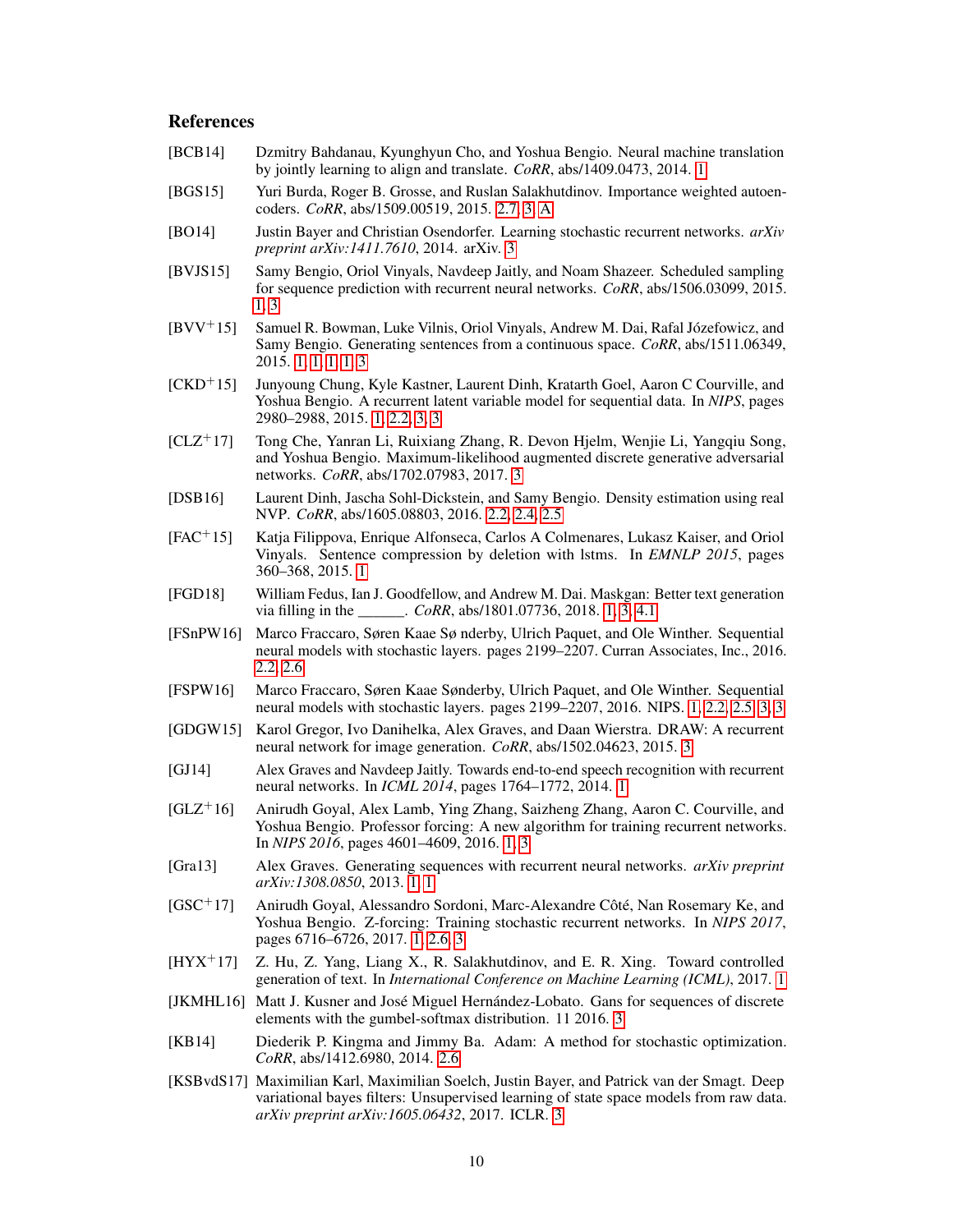## References

[BCB14] Dzmitry Bahdanau, Kyunghyun Cho, and Yoshua Bengio. Neural machine translation by jointly learning to align and translate. *CoRR*, abs/1409.0473, 2014. 1

[BGS15] Yuri Burda, Roger B. Grosse, and Ruslan Salakhutdinov. Importance weighted autoencoders. *CoRR*, abs/1509.00519, 2015. 2.7, 3, A

[BO14] Justin Bayer and Christian Osendorfer. Learning stochastic recurrent networks. *arXiv preprint arXiv:1411.7610*, 2014. arXiv. 3

[BVJS15] Samy Bengio, Oriol Vinyals, Navdeep Jaitly, and Noam Shazeer. Scheduled sampling for sequence prediction with recurrent neural networks. *CoRR*, abs/1506.03099, 2015. 1, 3

[BVV+15] Samuel R. Bowman, Luke Vilnis, Oriol Vinyals, Andrew M. Dai, Rafal Józefowicz, and Samy Bengio. Generating sentences from a continuous space. *CoRR*, abs/1511.06349, 2015. 1, 1, 1, 1, 3

[CKD+15] Junyoung Chung, Kyle Kastner, Laurent Dinh, Kratarth Goel, Aaron C Courville, and Yoshua Bengio. A recurrent latent variable model for sequential data. In *NIPS*, pages 2980–2988, 2015. 1, 2.2, 3, 3

[CLZ+17] Tong Che, Yanran Li, Ruixiang Zhang, R. Devon Hjelm, Wenjie Li, Yangqiu Song, and Yoshua Bengio. Maximum-likelihood augmented discrete generative adversarial networks. *CoRR*, abs/1702.07983, 2017. 3

[DSB16] Laurent Dinh, Jascha Sohl-Dickstein, and Samy Bengio. Density estimation using real NVP. *CoRR*, abs/1605.08803, 2016. 2.2, 2.4, 2.5

[FAC+15] Katja Filippova, Enrique Alfonseca, Carlos A Colmenares, Lukasz Kaiser, and Oriol Vinyals. Sentence compression by deletion with lstms. In *EMNLP 2015*, pages 360–368, 2015. 1

[FGD18] William Fedus, Ian J. Goodfellow, and Andrew M. Dai. Maskgan: Better text generation via filling in the ______. *CoRR*, abs/1801.07736, 2018. 1, 3, 4.1

[FSnPW16] Marco Fraccaro, Søren Kaae Sø nderby, Ulrich Paquet, and Ole Winther. Sequential neural models with stochastic layers. pages 2199–2207. Curran Associates, Inc., 2016. 2.2, 2.6

[FSPW16] Marco Fraccaro, Søren Kaae Sønderby, Ulrich Paquet, and Ole Winther. Sequential neural models with stochastic layers. pages 2199–2207, 2016. NIPS. 1, 2.2, 2.5, 3, 3

[GDGW15] Karol Gregor, Ivo Danihelka, Alex Graves, and Daan Wierstra. DRAW: A recurrent neural network for image generation. *CoRR*, abs/1502.04623, 2015. 3

[GJ14] Alex Graves and Navdeep Jaitly. Towards end-to-end speech recognition with recurrent neural networks. In *ICML 2014*, pages 1764–1772, 2014. 1

[GLZ+16] Anirudh Goyal, Alex Lamb, Ying Zhang, Saizheng Zhang, Aaron C. Courville, and Yoshua Bengio. Professor forcing: A new algorithm for training recurrent networks. In *NIPS 2016*, pages 4601–4609, 2016. 1, 3

[Gra13] Alex Graves. Generating sequences with recurrent neural networks. *arXiv preprint arXiv:1308.0850*, 2013. 1, 1

[GSC+17] Anirudh Goyal, Alessandro Sordoni, Marc-Alexandre Côté, Nan Rosemary Ke, and Yoshua Bengio. Z-forcing: Training stochastic recurrent networks. In *NIPS 2017*, pages 6716–6726, 2017. 1, 2.6, 3

[HYX+17] Z. Hu, Z. Yang, Liang X., R. Salakhutdinov, and E. R. Xing. Toward controlled generation of text. In *International Conference on Machine Learning (ICML)*, 2017. 1

[JKMHL16] Matt J. Kusner and José Miguel Hernández-Lobato. Gans for sequences of discrete elements with the gumbel-softmax distribution. 11 2016. 3

[KB14] Diederik P. Kingma and Jimmy Ba. Adam: A method for stochastic optimization. *CoRR*, abs/1412.6980, 2014. 2.6

[KSBvdS17] Maximilian Karl, Maximilian Soelch, Justin Bayer, and Patrick van der Smagt. Deep variational bayes filters: Unsupervised learning of state space models from raw data. *arXiv preprint arXiv:1605.06432*, 2017. ICLR. 3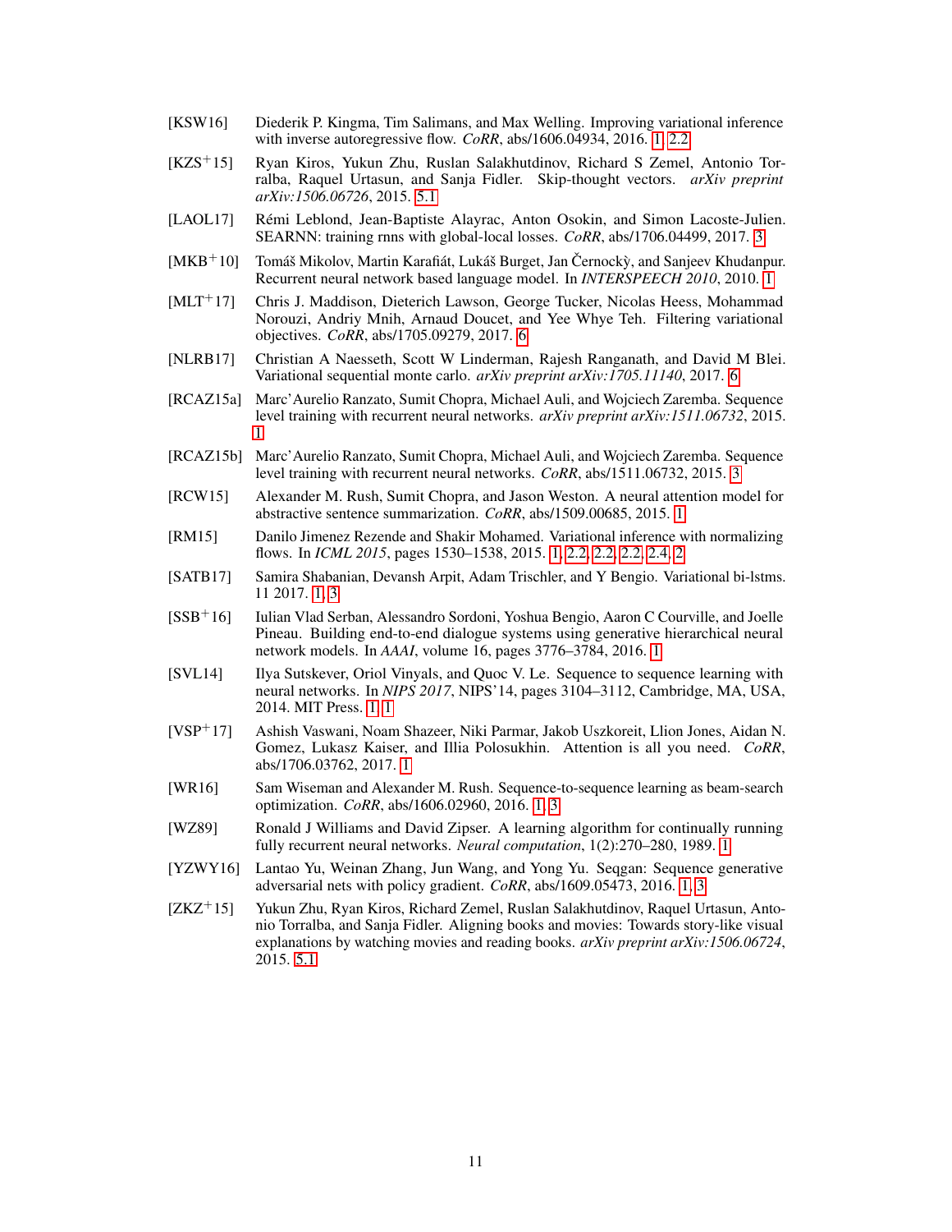[KSW16] Diederik P. Kingma, Tim Salimans, and Max Welling. Improving variational inference with inverse autoregressive flow. *CoRR*, abs/1606.04934, 2016. 1, 2.2

[KZS+15] Ryan Kiros, Yukun Zhu, Ruslan Salakhutdinov, Richard S Zemel, Antonio Torralba, Raquel Urtasun, and Sanja Fidler. Skip-thought vectors. *arXiv preprint arXiv:1506.06726*, 2015. 5.1

[LAOL17] Rémi Leblond, Jean-Baptiste Alayrac, Anton Osokin, and Simon Lacoste-Julien. SEARNN: training rnns with global-local losses. *CoRR*, abs/1706.04499, 2017. 3

[MKB+10] Tomáš Mikolov, Martin Karafiát, Lukáš Burget, Jan Černockỳ, and Sanjeev Khudanpur. Recurrent neural network based language model. In *INTERSPEECH 2010*, 2010. 1

[MLT+17] Chris J. Maddison, Dieterich Lawson, George Tucker, Nicolas Heess, Mohammad Norouzi, Andriy Mnih, Arnaud Doucet, and Yee Whye Teh. Filtering variational objectives. *CoRR*, abs/1705.09279, 2017. 6

[NLRB17] Christian A Naesseth, Scott W Linderman, Rajesh Ranganath, and David M Blei. Variational sequential monte carlo. *arXiv preprint arXiv:1705.11140*, 2017. 6

[RCAZ15a] Marc'Aurelio Ranzato, Sumit Chopra, Michael Auli, and Wojciech Zaremba. Sequence level training with recurrent neural networks. *arXiv preprint arXiv:1511.06732*, 2015. 1

[RCAZ15b] Marc'Aurelio Ranzato, Sumit Chopra, Michael Auli, and Wojciech Zaremba. Sequence level training with recurrent neural networks. *CoRR*, abs/1511.06732, 2015. 3

[RCW15] Alexander M. Rush, Sumit Chopra, and Jason Weston. A neural attention model for abstractive sentence summarization. *CoRR*, abs/1509.00685, 2015. 1

[RM15] Danilo Jimenez Rezende and Shakir Mohamed. Variational inference with normalizing flows. In *ICML 2015*, pages 1530–1538, 2015. 1, 2.2, 2.2, 2.2, 2.4, 2

[SATB17] Samira Shabanian, Devansh Arpit, Adam Trischler, and Y Bengio. Variational bi-lstms. 11 2017. 1, 3

[SSB+16] Iulian Vlad Serban, Alessandro Sordoni, Yoshua Bengio, Aaron C Courville, and Joelle Pineau. Building end-to-end dialogue systems using generative hierarchical neural network models. In *AAAI*, volume 16, pages 3776–3784, 2016. 1

[SVL14] Ilya Sutskever, Oriol Vinyals, and Quoc V. Le. Sequence to sequence learning with neural networks. In *NIPS 2017*, NIPS'14, pages 3104–3112, Cambridge, MA, USA, 2014. MIT Press. 1, 1

[VSP+17] Ashish Vaswani, Noam Shazeer, Niki Parmar, Jakob Uszkoreit, Llion Jones, Aidan N. Gomez, Lukasz Kaiser, and Illia Polosukhin. Attention is all you need. *CoRR*, abs/1706.03762, 2017. 1

[WR16] Sam Wiseman and Alexander M. Rush. Sequence-to-sequence learning as beam-search optimization. *CoRR*, abs/1606.02960, 2016. 1, 3

[WZ89] Ronald J Williams and David Zipser. A learning algorithm for continually running fully recurrent neural networks. *Neural computation*, 1(2):270–280, 1989. 1

[YZWY16] Lantao Yu, Weinan Zhang, Jun Wang, and Yong Yu. Seqgan: Sequence generative adversarial nets with policy gradient. *CoRR*, abs/1609.05473, 2016. 1, 3

[ZKZ+15] Yukun Zhu, Ryan Kiros, Richard Zemel, Ruslan Salakhutdinov, Raquel Urtasun, Antonio Torralba, and Sanja Fidler. Aligning books and movies: Towards story-like visual explanations by watching movies and reading books. *arXiv preprint arXiv:1506.06724*, 2015. 5.1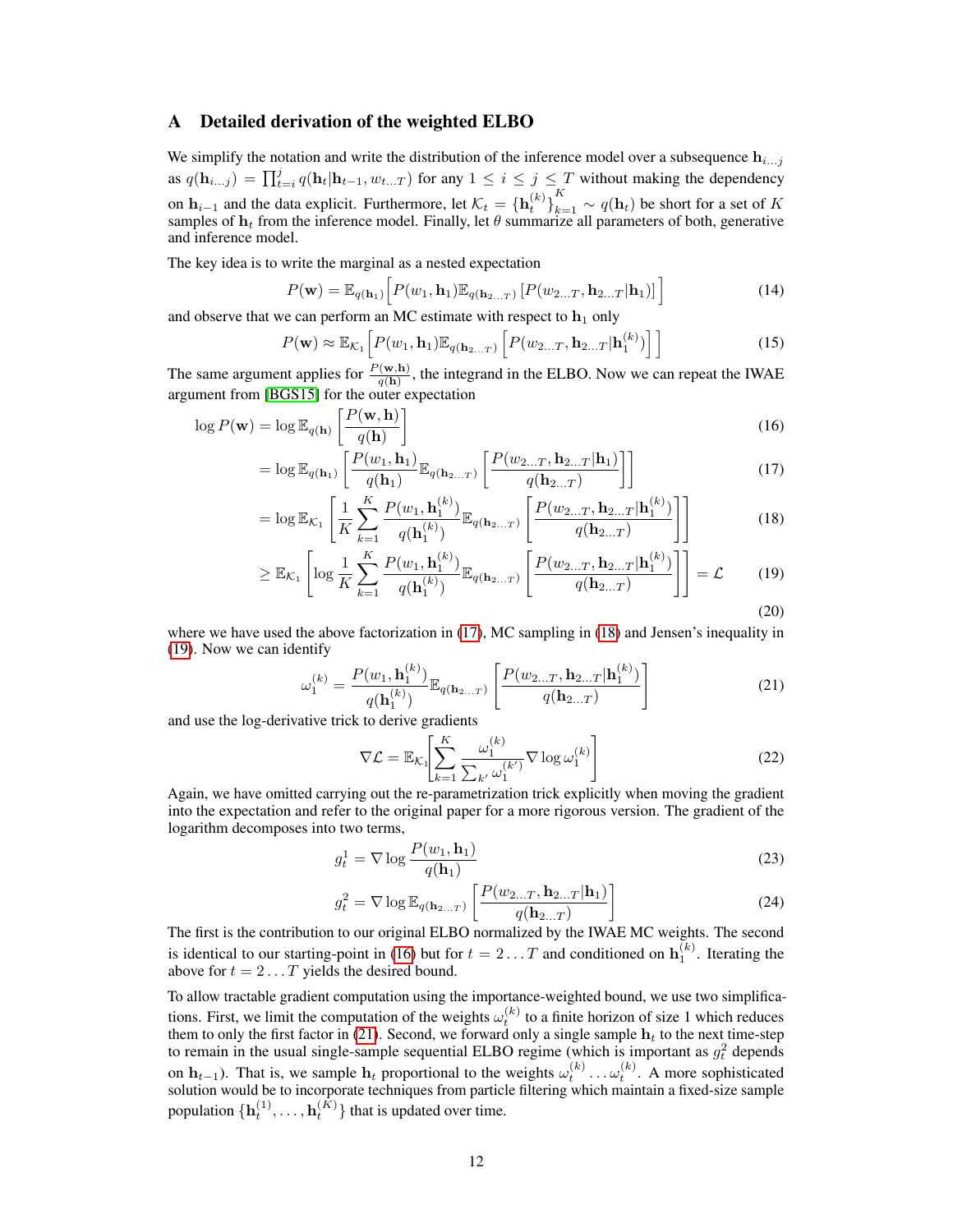## A Detailed derivation of the weighted ELBO

We simplify the notation and write the distribution of the inference model over a subsequence $\mathbf{h}_{i \dots j}$ as $q(\mathbf{h}_{i \dots j}) = \prod_{t=i}^{j} q(\mathbf{h}_t | \mathbf{h}_{t-1}, w_{t \dots T})$ for any $1 \leq i \leq j \leq T$ without making the dependency on $\mathbf{h}_{i-1}$ and the data explicit. Furthermore, let $\mathcal{K}_t = \{\mathbf{h}_t^{(k)}\}_{k=1}^{K} \sim q(\mathbf{h}_t)$ be short for a set of $K$ samples of $\mathbf{h}_t$ from the inference model. Finally, let $\theta$ summarize all parameters of both, generative and inference model.

The key idea is to write the marginal as a nested expectation

$$P(\mathbf{w}) = \mathbb{E}_{q(\mathbf{h}_1)} \Big[ P(w_1, \mathbf{h}_1) \mathbb{E}_{q(\mathbf{h}_{2 \dots T})} \left[ P(w_{2 \dots T}, \mathbf{h}_{2 \dots T} | \mathbf{h}_1) \right] \Big] \tag{14}$$

and observe that we can perform an MC estimate with respect to $\mathbf{h}_1$ only

$$P(\mathbf{w}) \approx \mathbb{E}_{\mathcal{K}_1} \Big[ P(w_1, \mathbf{h}_1) \mathbb{E}_{q(\mathbf{h}_{2 \dots T})} \Big[ P(w_{2 \dots T}, \mathbf{h}_{2 \dots T} | \mathbf{h}_1^{(k)}) \Big] \Big] \tag{15}$$

The same argument applies for $\frac{P(\mathbf{w}, \mathbf{h})}{q(\mathbf{h})}$, the integrand in the ELBO. Now we can repeat the IWAE argument from [BGS15] for the outer expectation

$$\begin{aligned}
\log P(\mathbf{w}) &= \log \mathbb{E}_{q(\mathbf{h})} \left[ \frac{P(\mathbf{w}, \mathbf{h})}{q(\mathbf{h})} \right] && (16) \\
&= \log \mathbb{E}_{q(\mathbf{h}_1)} \left[ \frac{P(w_1, \mathbf{h}_1)}{q(\mathbf{h}_1)} \mathbb{E}_{q(\mathbf{h}_{2 \dots T})} \left[ \frac{P(w_{2 \dots T}, \mathbf{h}_{2 \dots T} | \mathbf{h}_1)}{q(\mathbf{h}_{2 \dots T})} \right] \right] && (17) \\
&= \log \mathbb{E}_{\mathcal{K}_1} \left[ \frac{1}{K} \sum_{k=1}^{K} \frac{P(w_1, \mathbf{h}_1^{(k)})}{q(\mathbf{h}_1^{(k)})} \mathbb{E}_{q(\mathbf{h}_{2 \dots T})} \left[ \frac{P(w_{2 \dots T}, \mathbf{h}_{2 \dots T} | \mathbf{h}_1^{(k)})}{q(\mathbf{h}_{2 \dots T})} \right] \right] && (18) \\
&\geq \mathbb{E}_{\mathcal{K}_1} \left[ \log \frac{1}{K} \sum_{k=1}^{K} \frac{P(w_1, \mathbf{h}_1^{(k)})}{q(\mathbf{h}_1^{(k)})} \mathbb{E}_{q(\mathbf{h}_{2 \dots T})} \left[ \frac{P(w_{2 \dots T}, \mathbf{h}_{2 \dots T} | \mathbf{h}_1^{(k)})}{q(\mathbf{h}_{2 \dots T})} \right] \right] = \mathcal{L} && (19) \\
& && (20)
\end{aligned}$$

where we have used the above factorization in (17), MC sampling in (18) and Jensen's inequality in (19). Now we can identify

$$\omega_1^{(k)} = \frac{P(w_1, \mathbf{h}_1^{(k)})}{q(\mathbf{h}_1^{(k)})} \mathbb{E}_{q(\mathbf{h}_{2 \dots T})} \left[ \frac{P(w_{2 \dots T}, \mathbf{h}_{2 \dots T} | \mathbf{h}_1^{(k)})}{q(\mathbf{h}_{2 \dots T})} \right] \tag{21}$$

and use the log-derivative trick to derive gradients

$$\nabla \mathcal{L} = \mathbb{E}_{\mathcal{K}_1} \left[ \sum_{k=1}^{K} \frac{\omega_1^{(k)}}{\sum_{k'} \omega_1^{(k')}} \nabla \log \omega_1^{(k)} \right] \tag{22}$$

Again, we have omitted carrying out the re-parametrization trick explicitly when moving the gradient into the expectation and refer to the original paper for a more rigorous version. The gradient of the logarithm decomposes into two terms,

$$g_t^1 = \nabla \log \frac{P(w_1, \mathbf{h}_1)}{q(\mathbf{h}_1)} \tag{23}$$

$$g_t^2 = \nabla \log \mathbb{E}_{q(\mathbf{h}_{2 \dots T})} \left[ \frac{P(w_{2 \dots T}, \mathbf{h}_{2 \dots T} | \mathbf{h}_1)}{q(\mathbf{h}_{2 \dots T})} \right] \tag{24}$$

The first is the contribution to our original ELBO normalized by the IWAE MC weights. The second is identical to our starting-point in (16) but for $t = 2 \dots T$ and conditioned on $\mathbf{h}_1^{(k)}$. Iterating the above for $t = 2 \dots T$ yields the desired bound.

To allow tractable gradient computation using the importance-weighted bound, we use two simplifications. First, we limit the computation of the weights $\omega_t^{(k)}$ to a finite horizon of size 1 which reduces them to only the first factor in (21). Second, we forward only a single sample $\mathbf{h}_t$ to the next time-step to remain in the usual single-sample sequential ELBO regime (which is important as $g_t^2$ depends on $\mathbf{h}_{t-1}$). That is, we sample $\mathbf{h}_t$ proportional to the weights $\omega_t^{(k)} \dots \omega_t^{(k)}$. A more sophisticated solution would be to incorporate techniques from particle filtering which maintain a fixed-size sample population $\{\mathbf{h}_t^{(1)}, \dots, \mathbf{h}_t^{(K)}\}$ that is updated over time.